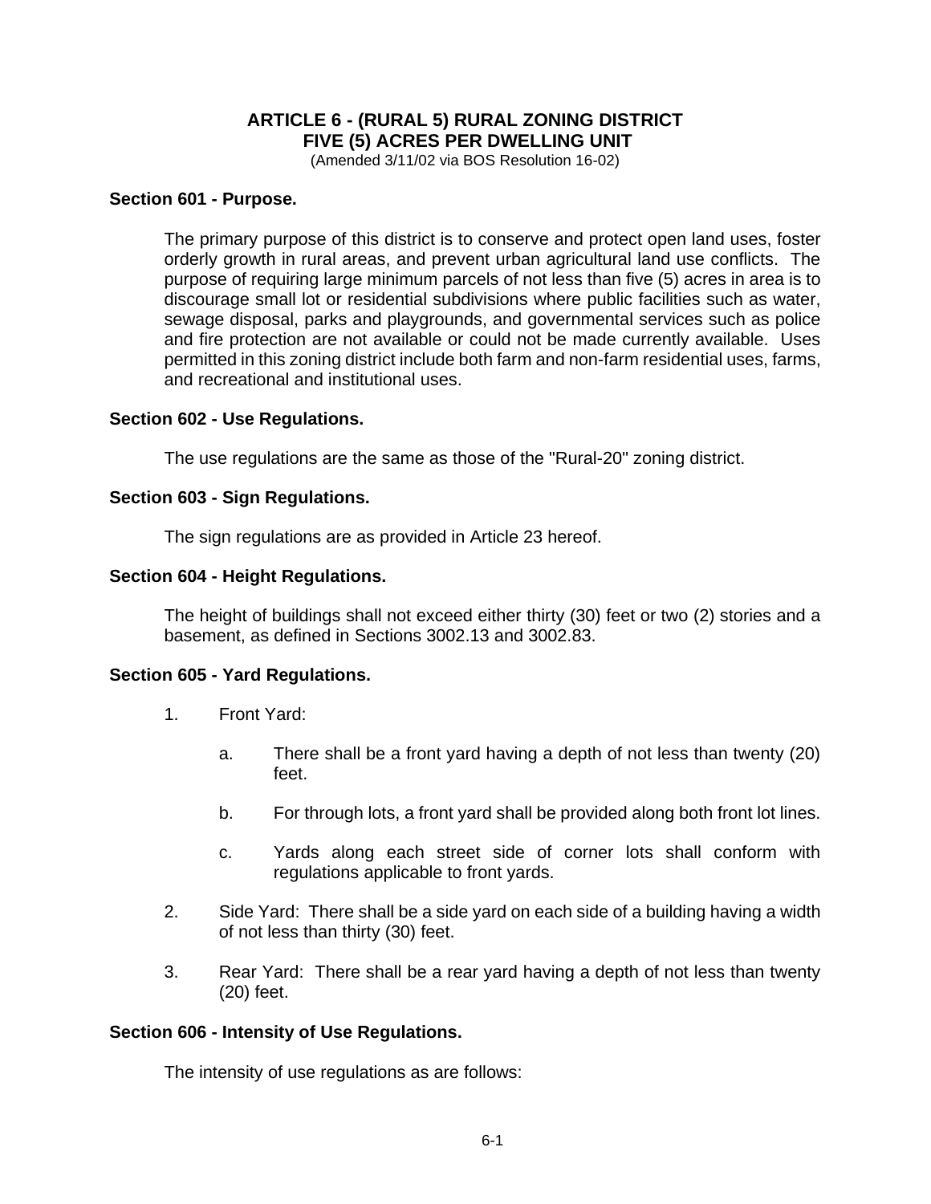# ARTICLE 6 - (RURAL 5) RURAL ZONING DISTRICT
# FIVE (5) ACRES PER DWELLING UNIT

(Amended 3/11/02 via BOS Resolution 16-02)

**Section 601 - Purpose.**

The primary purpose of this district is to conserve and protect open land uses, foster orderly growth in rural areas, and prevent urban agricultural land use conflicts. The purpose of requiring large minimum parcels of not less than five (5) acres in area is to discourage small lot or residential subdivisions where public facilities such as water, sewage disposal, parks and playgrounds, and governmental services such as police and fire protection are not available or could not be made currently available. Uses permitted in this zoning district include both farm and non-farm residential uses, farms, and recreational and institutional uses.

**Section 602 - Use Regulations.**

The use regulations are the same as those of the "Rural-20" zoning district.

**Section 603 - Sign Regulations.**

The sign regulations are as provided in Article 23 hereof.

**Section 604 - Height Regulations.**

The height of buildings shall not exceed either thirty (30) feet or two (2) stories and a basement, as defined in Sections 3002.13 and 3002.83.

**Section 605 - Yard Regulations.**

1. Front Yard:

   a. There shall be a front yard having a depth of not less than twenty (20) feet.

   b. For through lots, a front yard shall be provided along both front lot lines.

   c. Yards along each street side of corner lots shall conform with regulations applicable to front yards.

2. Side Yard: There shall be a side yard on each side of a building having a width of not less than thirty (30) feet.

3. Rear Yard: There shall be a rear yard having a depth of not less than twenty (20) feet.

**Section 606 - Intensity of Use Regulations.**

The intensity of use regulations as are follows: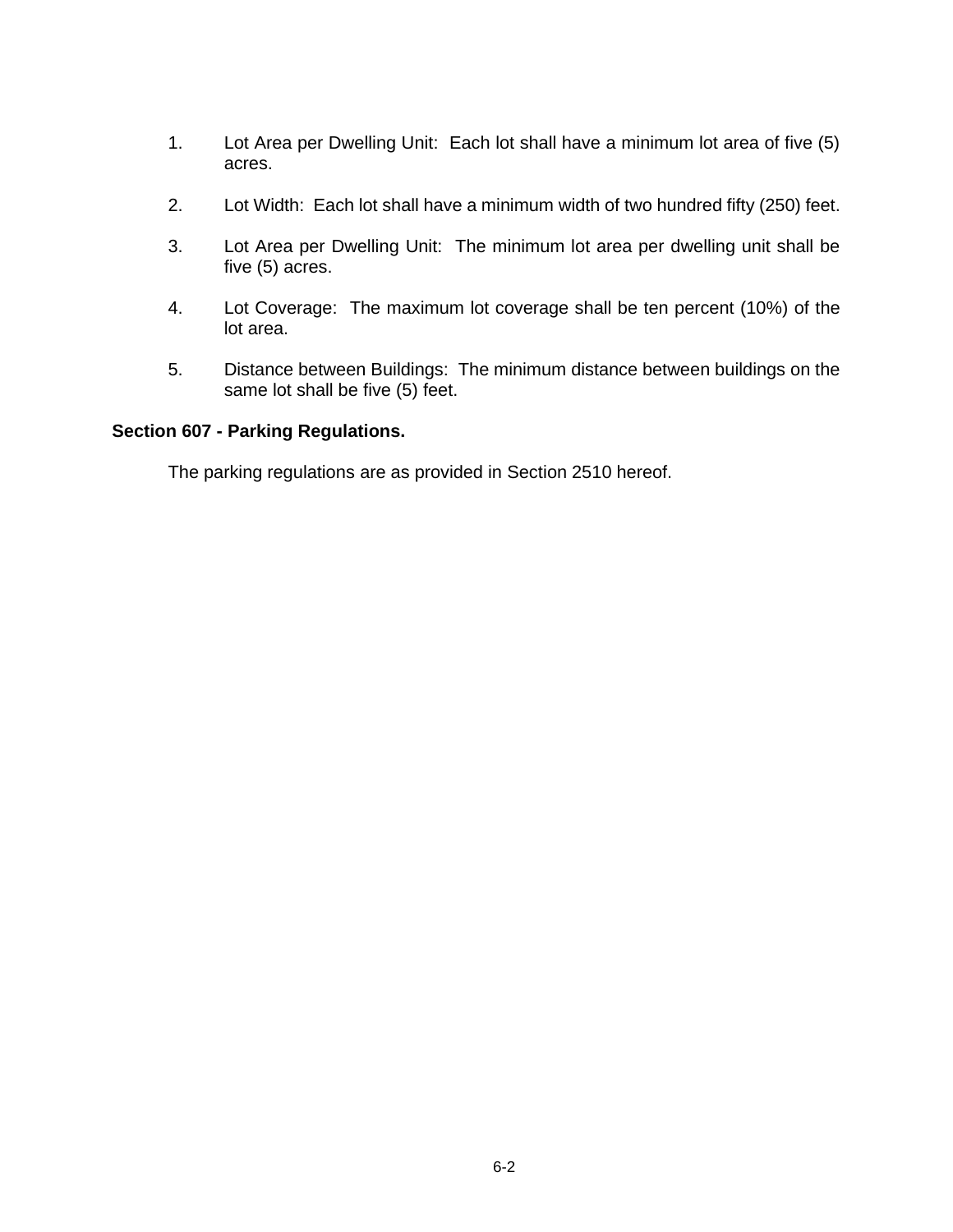1. Lot Area per Dwelling Unit: Each lot shall have a minimum lot area of five (5) acres.

2. Lot Width: Each lot shall have a minimum width of two hundred fifty (250) feet.

3. Lot Area per Dwelling Unit: The minimum lot area per dwelling unit shall be five (5) acres.

4. Lot Coverage: The maximum lot coverage shall be ten percent (10%) of the lot area.

5. Distance between Buildings: The minimum distance between buildings on the same lot shall be five (5) feet.

**Section 607 - Parking Regulations.**

The parking regulations are as provided in Section 2510 hereof.